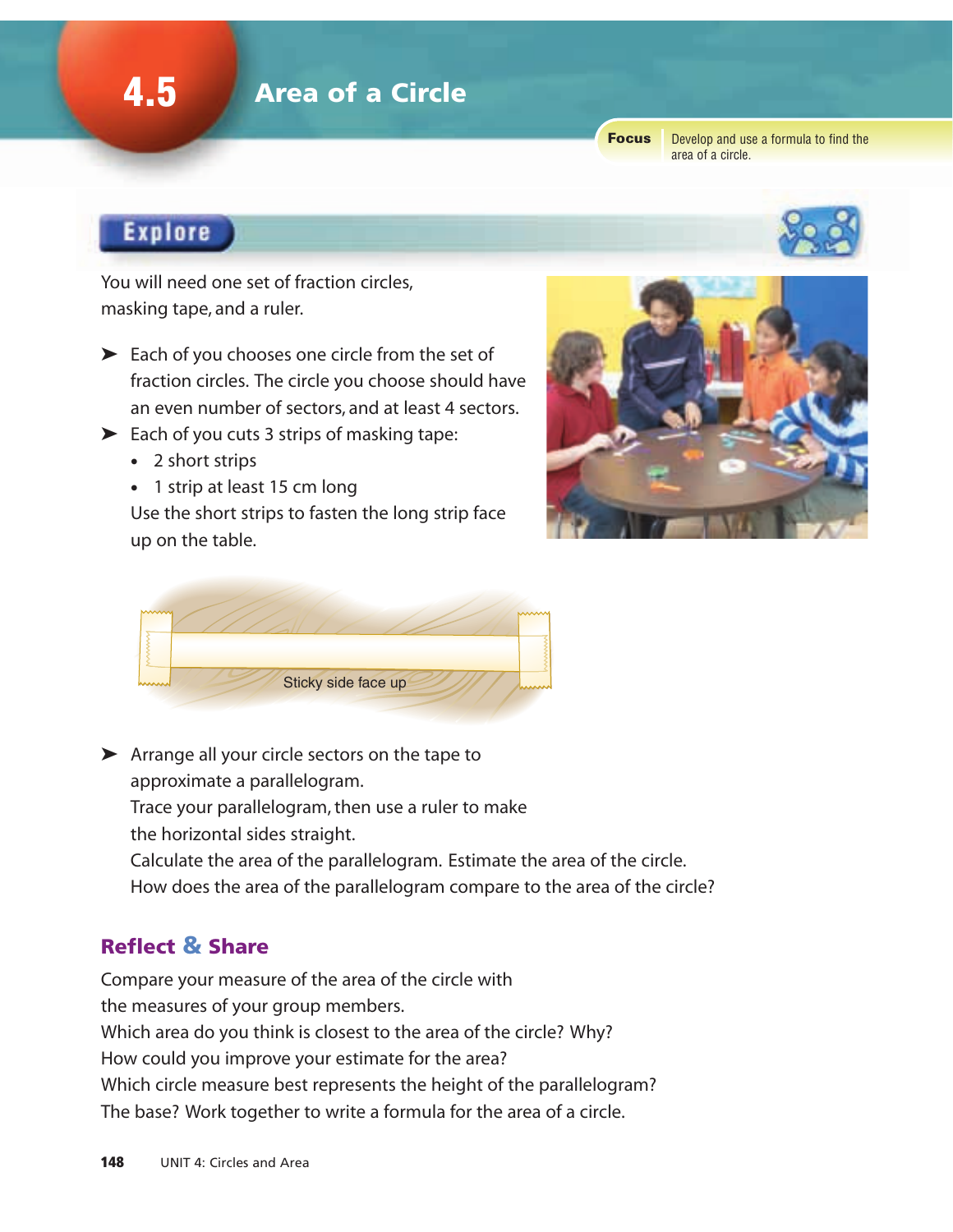# 4.5 Area of a Circle

**Focus** Develop and use a formula to find the area of a circle.

## Explore

You will need one set of fraction circles, masking tape, and a ruler.

- Each of you chooses one circle from the set of fraction circles. The circle you choose should have an even number of sectors, and at least 4 sectors.
- Each of you cuts 3 strips of masking tape:
  - 2 short strips
  - 1 strip at least 15 cm long

  Use the short strips to fasten the long strip face up on the table.

Sticky side face up

- Arrange all your circle sectors on the tape to approximate a parallelogram.
  Trace your parallelogram, then use a ruler to make the horizontal sides straight.
  Calculate the area of the parallelogram. Estimate the area of the circle.
  How does the area of the parallelogram compare to the area of the circle?

### Reflect & Share

Compare your measure of the area of the circle with the measures of your group members.
Which area do you think is closest to the area of the circle? Why?
How could you improve your estimate for the area?
Which circle measure best represents the height of the parallelogram?
The base? Work together to write a formula for the area of a circle.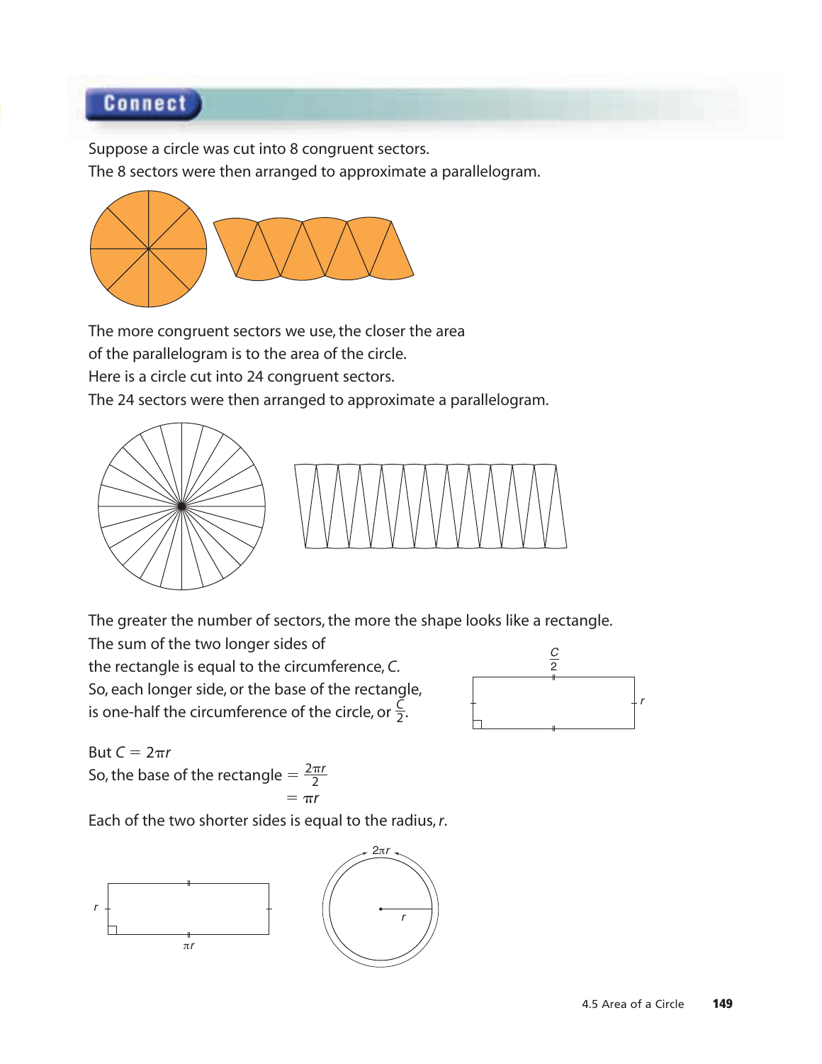## Connect

Suppose a circle was cut into 8 congruent sectors.
The 8 sectors were then arranged to approximate a parallelogram.

The more congruent sectors we use, the closer the area of the parallelogram is to the area of the circle.
Here is a circle cut into 24 congruent sectors.
The 24 sectors were then arranged to approximate a parallelogram.

The greater the number of sectors, the more the shape looks like a rectangle.
The sum of the two longer sides of the rectangle is equal to the circumference, $C$.
So, each longer side, or the base of the rectangle, is one-half the circumference of the circle, or $\frac{C}{2}$.

But $C = 2\pi r$
So, the base of the rectangle $= \frac{2\pi r}{2}$

$= \pi r$

Each of the two shorter sides is equal to the radius, $r$.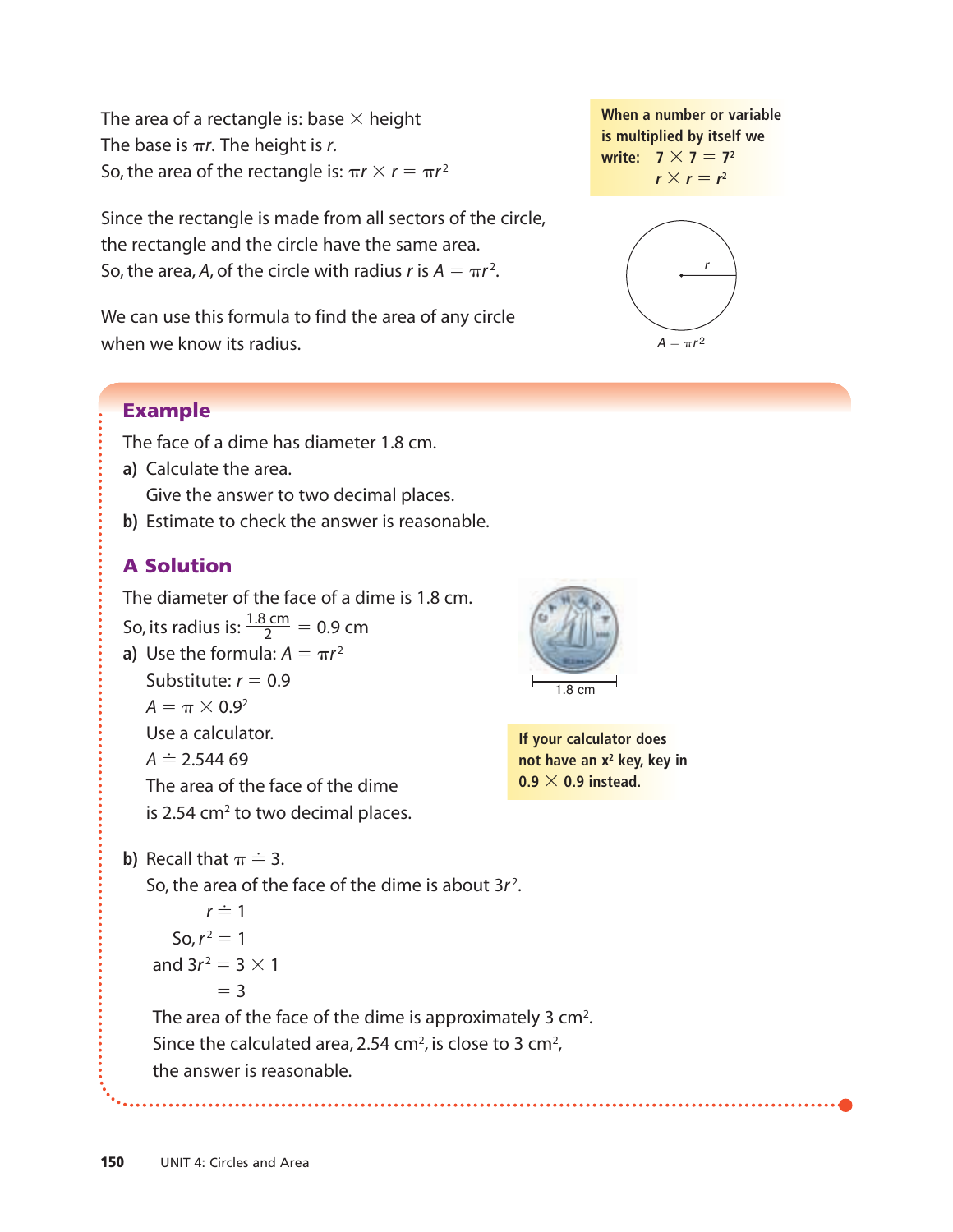The area of a rectangle is: base $\times$ height

The base is $\pi r$. The height is $r$.

So, the area of the rectangle is: $\pi r \times r = \pi r^2$

Since the rectangle is made from all sectors of the circle, the rectangle and the circle have the same area.

So, the area, $A$, of the circle with radius $r$ is $A = \pi r^2$.

We can use this formula to find the area of any circle when we know its radius.

**When a number or variable is multiplied by itself we write:** $7 \times 7 = 7^2$
$r \times r = r^2$

$A = \pi r^2$

## Example

The face of a dime has diameter 1.8 cm.

**a)** Calculate the area.
Give the answer to two decimal places.

**b)** Estimate to check the answer is reasonable.

## A Solution

The diameter of the face of a dime is 1.8 cm.

So, its radius is: $\frac{1.8 \text{ cm}}{2} = 0.9$ cm

**a)** Use the formula: $A = \pi r^2$

Substitute: $r = 0.9$

$A = \pi \times 0.9^2$

Use a calculator.

$A \doteq 2.544\ 69$

The area of the face of the dime is 2.54 $\text{cm}^2$ to two decimal places.

1.8 cm

**If your calculator does not have an $x^2$ key, key in $0.9 \times 0.9$ instead.**

**b)** Recall that $\pi \doteq 3$.

So, the area of the face of the dime is about $3r^2$.

$r \doteq 1$

So, $r^2 = 1$

and $3r^2 = 3 \times 1$

$= 3$

The area of the face of the dime is approximately 3 $\text{cm}^2$.

Since the calculated area, 2.54 $\text{cm}^2$, is close to 3 $\text{cm}^2$, the answer is reasonable.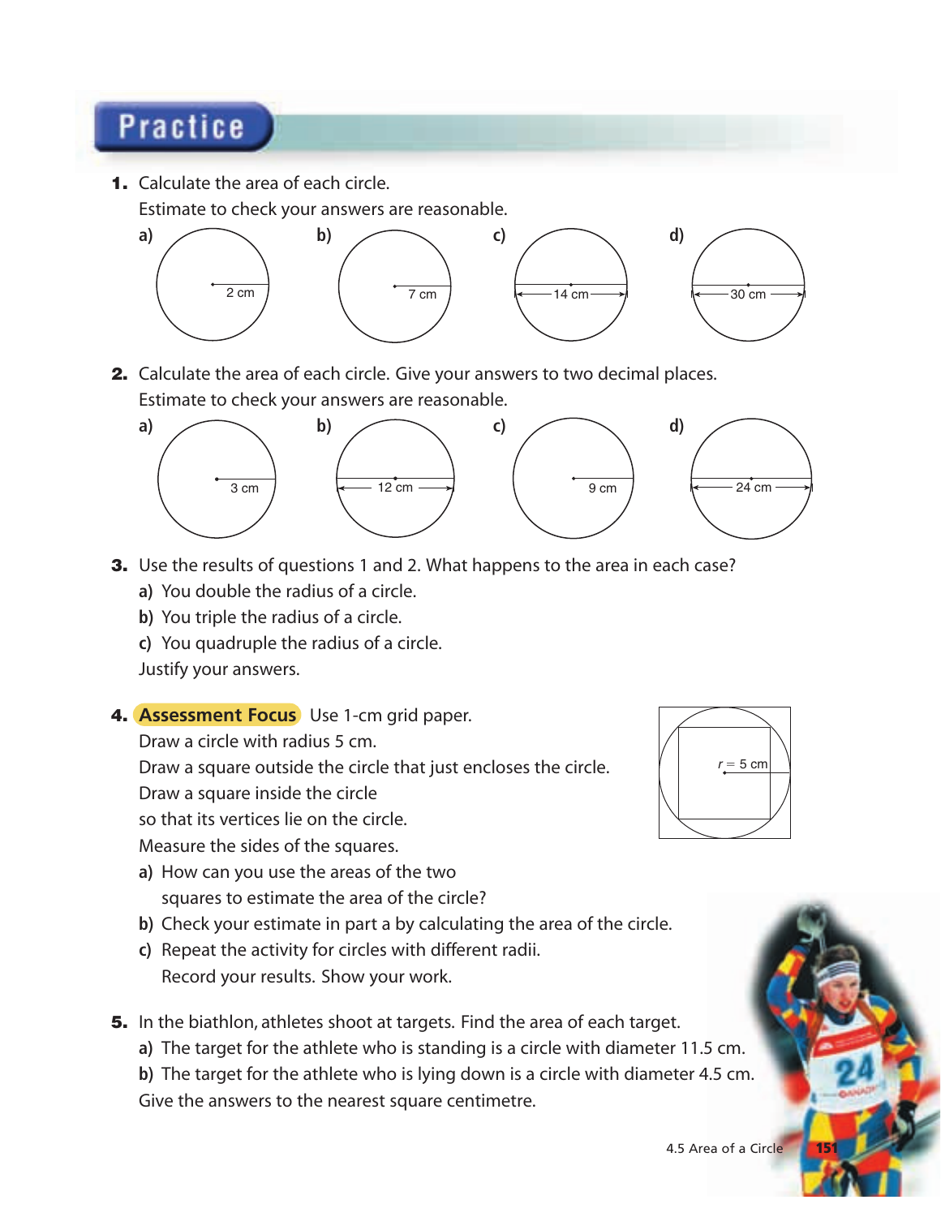## Practice

1. Calculate the area of each circle.
   Estimate to check your answers are reasonable.

   a) radius 2 cm
   b) radius 7 cm
   c) diameter 14 cm
   d) diameter 30 cm

2. Calculate the area of each circle. Give your answers to two decimal places.
   Estimate to check your answers are reasonable.

   a) radius 3 cm
   b) diameter 12 cm
   c) radius 9 cm
   d) diameter 24 cm

3. Use the results of questions 1 and 2. What happens to the area in each case?
   a) You double the radius of a circle.
   b) You triple the radius of a circle.
   c) You quadruple the radius of a circle.

   Justify your answers.

4. **Assessment Focus** Use 1-cm grid paper.
   Draw a circle with radius 5 cm.
   Draw a square outside the circle that just encloses the circle.
   Draw a square inside the circle
   so that its vertices lie on the circle.
   Measure the sides of the squares.

   ($r$ = 5 cm)

   a) How can you use the areas of the two squares to estimate the area of the circle?
   b) Check your estimate in part a by calculating the area of the circle.
   c) Repeat the activity for circles with different radii.
      Record your results. Show your work.

5. In the biathlon, athletes shoot at targets. Find the area of each target.
   a) The target for the athlete who is standing is a circle with diameter 11.5 cm.
   b) The target for the athlete who is lying down is a circle with diameter 4.5 cm.

   Give the answers to the nearest square centimetre.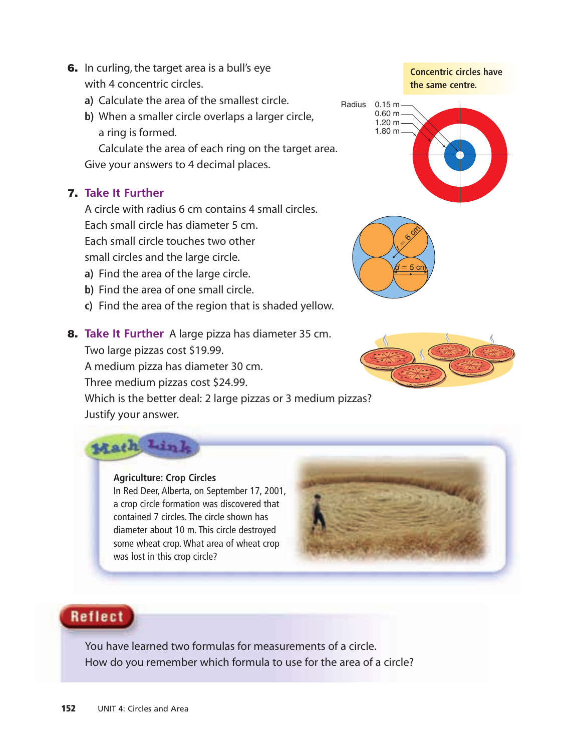**6.** In curling, the target area is a bull's eye with 4 concentric circles.

Concentric circles have the same centre.

a) Calculate the area of the smallest circle.

b) When a smaller circle overlaps a larger circle, a ring is formed.
Calculate the area of each ring on the target area.

Give your answers to 4 decimal places.

Radius
0.15 m
0.60 m
1.20 m
1.80 m

**7. Take It Further**

A circle with radius 6 cm contains 4 small circles.
Each small circle has diameter 5 cm.
Each small circle touches two other small circles and the large circle.

a) Find the area of the large circle.

b) Find the area of one small circle.

c) Find the area of the region that is shaded yellow.

r = 6 cm
d = 5 cm

**8. Take It Further** A large pizza has diameter 35 cm.
Two large pizzas cost $19.99.
A medium pizza has diameter 30 cm.
Three medium pizzas cost $24.99.
Which is the better deal: 2 large pizzas or 3 medium pizzas?
Justify your answer.

## Math Link

**Agriculture: Crop Circles**

In Red Deer, Alberta, on September 17, 2001, a crop circle formation was discovered that contained 7 circles. The circle shown has diameter about 10 m. This circle destroyed some wheat crop. What area of wheat crop was lost in this crop circle?

## Reflect

You have learned two formulas for measurements of a circle.
How do you remember which formula to use for the area of a circle?